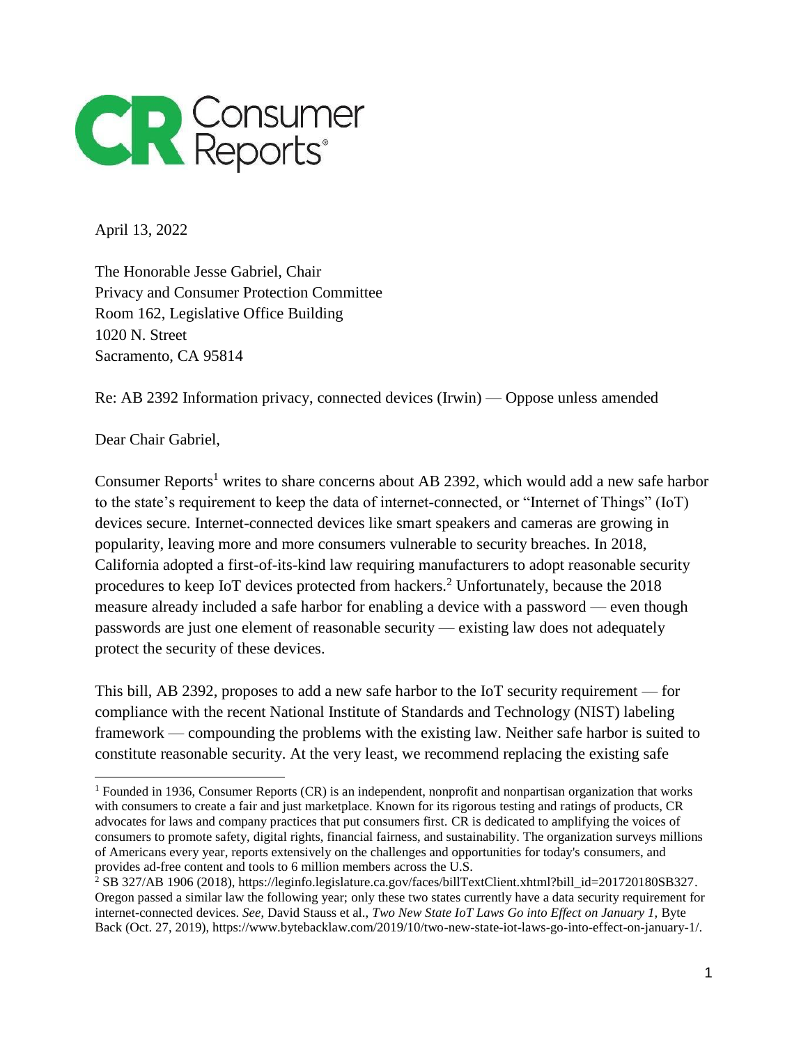Consumer Reports

April 13, 2022

The Honorable Jesse Gabriel, Chair
Privacy and Consumer Protection Committee
Room 162, Legislative Office Building
1020 N. Street
Sacramento, CA 95814

Re: AB 2392 Information privacy, connected devices (Irwin) — Oppose unless amended

Dear Chair Gabriel,

Consumer Reports[1] writes to share concerns about AB 2392, which would add a new safe harbor to the state's requirement to keep the data of internet-connected, or "Internet of Things" (IoT) devices secure. Internet-connected devices like smart speakers and cameras are growing in popularity, leaving more and more consumers vulnerable to security breaches. In 2018, California adopted a first-of-its-kind law requiring manufacturers to adopt reasonable security procedures to keep IoT devices protected from hackers.[2] Unfortunately, because the 2018 measure already included a safe harbor for enabling a device with a password — even though passwords are just one element of reasonable security — existing law does not adequately protect the security of these devices.

This bill, AB 2392, proposes to add a new safe harbor to the IoT security requirement — for compliance with the recent National Institute of Standards and Technology (NIST) labeling framework — compounding the problems with the existing law. Neither safe harbor is suited to constitute reasonable security. At the very least, we recommend replacing the existing safe

---

[1] Founded in 1936, Consumer Reports (CR) is an independent, nonprofit and nonpartisan organization that works with consumers to create a fair and just marketplace. Known for its rigorous testing and ratings of products, CR advocates for laws and company practices that put consumers first. CR is dedicated to amplifying the voices of consumers to promote safety, digital rights, financial fairness, and sustainability. The organization surveys millions of Americans every year, reports extensively on the challenges and opportunities for today's consumers, and provides ad-free content and tools to 6 million members across the U.S.

[2] SB 327/AB 1906 (2018), https://leginfo.legislature.ca.gov/faces/billTextClient.xhtml?bill_id=201720180SB327. Oregon passed a similar law the following year; only these two states currently have a data security requirement for internet-connected devices. *See*, David Stauss et al., *Two New State IoT Laws Go into Effect on January 1*, Byte Back (Oct. 27, 2019), https://www.bytebacklaw.com/2019/10/two-new-state-iot-laws-go-into-effect-on-january-1/.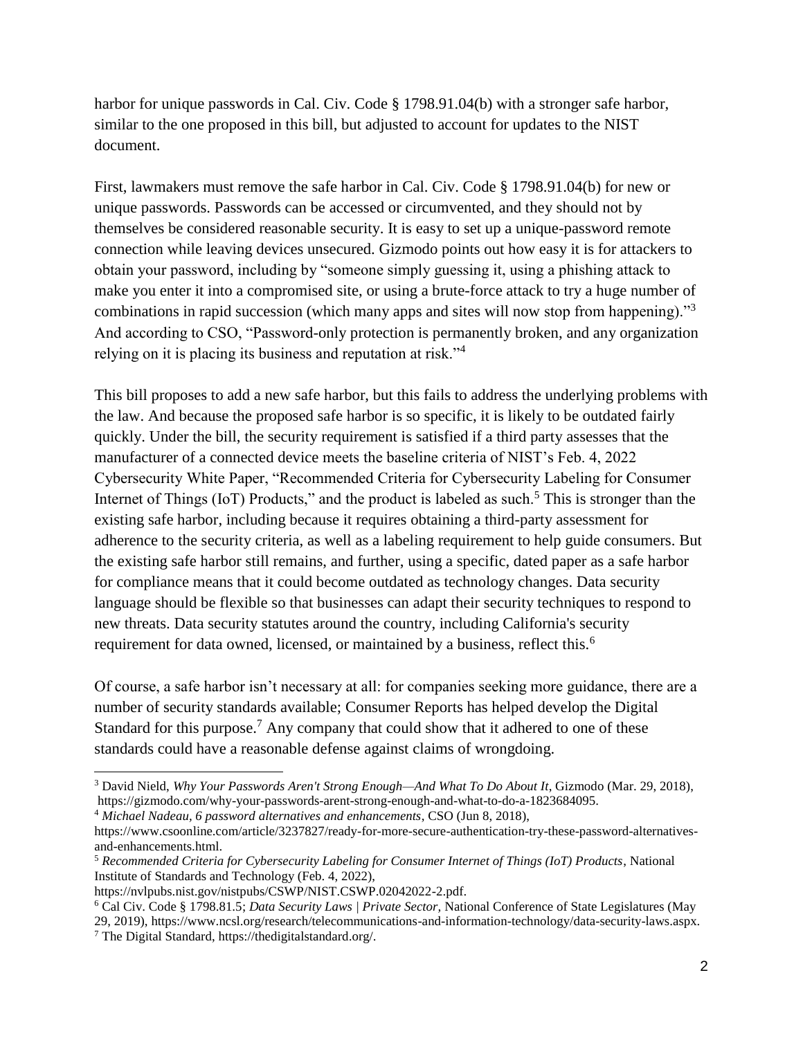harbor for unique passwords in Cal. Civ. Code § 1798.91.04(b) with a stronger safe harbor, similar to the one proposed in this bill, but adjusted to account for updates to the NIST document.

First, lawmakers must remove the safe harbor in Cal. Civ. Code § 1798.91.04(b) for new or unique passwords. Passwords can be accessed or circumvented, and they should not by themselves be considered reasonable security. It is easy to set up a unique-password remote connection while leaving devices unsecured. Gizmodo points out how easy it is for attackers to obtain your password, including by "someone simply guessing it, using a phishing attack to make you enter it into a compromised site, or using a brute-force attack to try a huge number of combinations in rapid succession (which many apps and sites will now stop from happening)."[3] And according to CSO, "Password-only protection is permanently broken, and any organization relying on it is placing its business and reputation at risk."[4]

This bill proposes to add a new safe harbor, but this fails to address the underlying problems with the law. And because the proposed safe harbor is so specific, it is likely to be outdated fairly quickly. Under the bill, the security requirement is satisfied if a third party assesses that the manufacturer of a connected device meets the baseline criteria of NIST's Feb. 4, 2022 Cybersecurity White Paper, "Recommended Criteria for Cybersecurity Labeling for Consumer Internet of Things (IoT) Products," and the product is labeled as such.[5] This is stronger than the existing safe harbor, including because it requires obtaining a third-party assessment for adherence to the security criteria, as well as a labeling requirement to help guide consumers. But the existing safe harbor still remains, and further, using a specific, dated paper as a safe harbor for compliance means that it could become outdated as technology changes. Data security language should be flexible so that businesses can adapt their security techniques to respond to new threats. Data security statutes around the country, including California's security requirement for data owned, licensed, or maintained by a business, reflect this.[6]

Of course, a safe harbor isn't necessary at all: for companies seeking more guidance, there are a number of security standards available; Consumer Reports has helped develop the Digital Standard for this purpose.[7] Any company that could show that it adhered to one of these standards could have a reasonable defense against claims of wrongdoing.

---

[3] David Nield, *Why Your Passwords Aren't Strong Enough—And What To Do About It*, Gizmodo (Mar. 29, 2018), https://gizmodo.com/why-your-passwords-arent-strong-enough-and-what-to-do-a-1823684095.

[4] *Michael Nadeau, 6 password alternatives and enhancements*, CSO (Jun 8, 2018), https://www.csoonline.com/article/3237827/ready-for-more-secure-authentication-try-these-password-alternatives-and-enhancements.html.

[5] *Recommended Criteria for Cybersecurity Labeling for Consumer Internet of Things (IoT) Products*, National Institute of Standards and Technology (Feb. 4, 2022), https://nvlpubs.nist.gov/nistpubs/CSWP/NIST.CSWP.02042022-2.pdf.

[6] Cal Civ. Code § 1798.81.5; *Data Security Laws | Private Sector*, National Conference of State Legislatures (May 29, 2019), https://www.ncsl.org/research/telecommunications-and-information-technology/data-security-laws.aspx.

[7] The Digital Standard, https://thedigitalstandard.org/.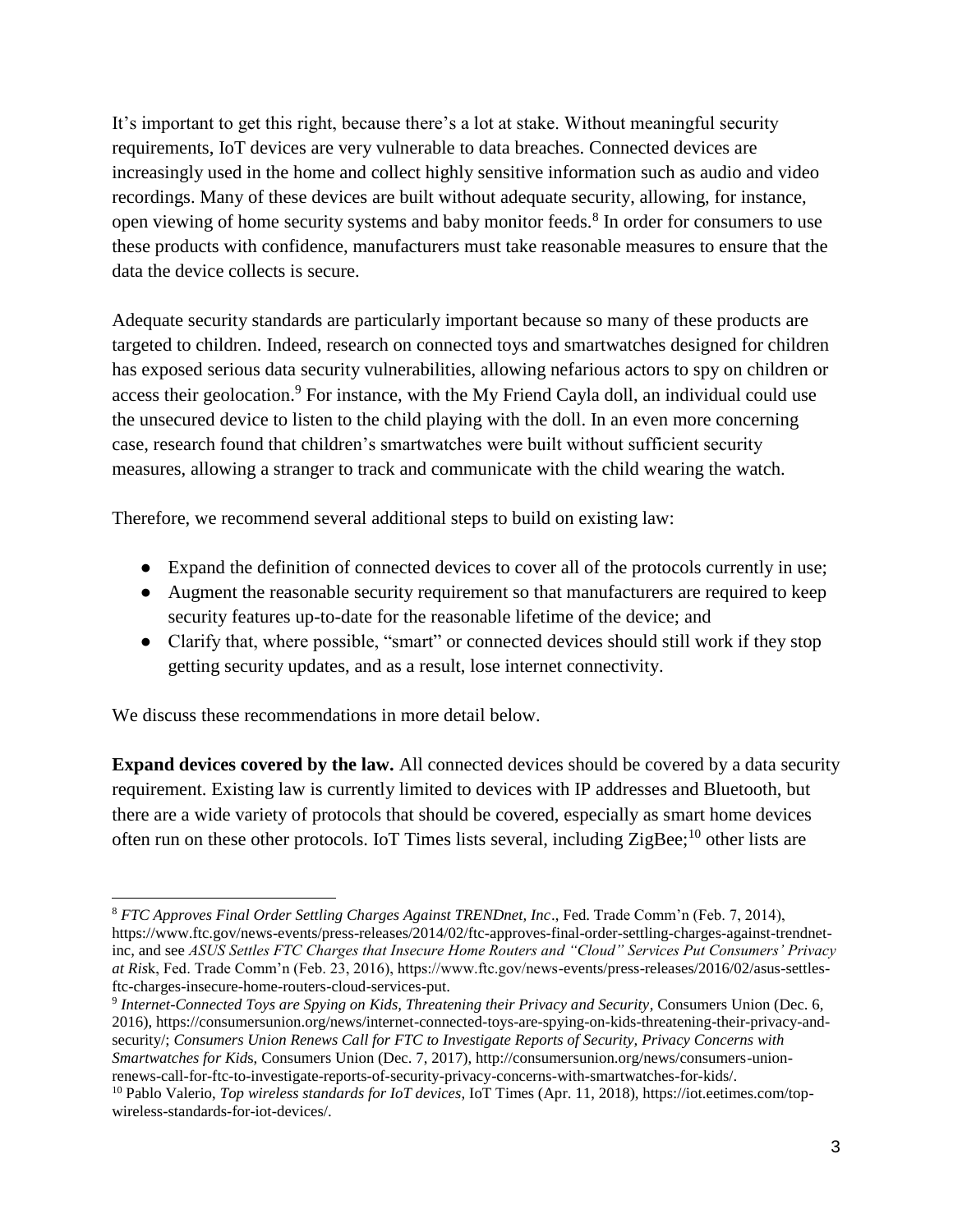It's important to get this right, because there's a lot at stake. Without meaningful security requirements, IoT devices are very vulnerable to data breaches. Connected devices are increasingly used in the home and collect highly sensitive information such as audio and video recordings. Many of these devices are built without adequate security, allowing, for instance, open viewing of home security systems and baby monitor feeds.[8] In order for consumers to use these products with confidence, manufacturers must take reasonable measures to ensure that the data the device collects is secure.

Adequate security standards are particularly important because so many of these products are targeted to children. Indeed, research on connected toys and smartwatches designed for children has exposed serious data security vulnerabilities, allowing nefarious actors to spy on children or access their geolocation.[9] For instance, with the My Friend Cayla doll, an individual could use the unsecured device to listen to the child playing with the doll. In an even more concerning case, research found that children's smartwatches were built without sufficient security measures, allowing a stranger to track and communicate with the child wearing the watch.

Therefore, we recommend several additional steps to build on existing law:

- Expand the definition of connected devices to cover all of the protocols currently in use;
- Augment the reasonable security requirement so that manufacturers are required to keep security features up-to-date for the reasonable lifetime of the device; and
- Clarify that, where possible, "smart" or connected devices should still work if they stop getting security updates, and as a result, lose internet connectivity.

We discuss these recommendations in more detail below.

**Expand devices covered by the law.** All connected devices should be covered by a data security requirement. Existing law is currently limited to devices with IP addresses and Bluetooth, but there are a wide variety of protocols that should be covered, especially as smart home devices often run on these other protocols. IoT Times lists several, including ZigBee;[10] other lists are

---

[8] *FTC Approves Final Order Settling Charges Against TRENDnet, Inc*., Fed. Trade Comm'n (Feb. 7, 2014), https://www.ftc.gov/news-events/press-releases/2014/02/ftc-approves-final-order-settling-charges-against-trendnet-inc, and see *ASUS Settles FTC Charges that Insecure Home Routers and "Cloud" Services Put Consumers' Privacy at Risk*, Fed. Trade Comm'n (Feb. 23, 2016), https://www.ftc.gov/news-events/press-releases/2016/02/asus-settles-ftc-charges-insecure-home-routers-cloud-services-put.

[9] *Internet-Connected Toys are Spying on Kids, Threatening their Privacy and Security*, Consumers Union (Dec. 6, 2016), https://consumersunion.org/news/internet-connected-toys-are-spying-on-kids-threatening-their-privacy-and-security/; *Consumers Union Renews Call for FTC to Investigate Reports of Security, Privacy Concerns with Smartwatches for Kids,* Consumers Union (Dec. 7, 2017), http://consumersunion.org/news/consumers-union-renews-call-for-ftc-to-investigate-reports-of-security-privacy-concerns-with-smartwatches-for-kids/.

[10] Pablo Valerio, *Top wireless standards for IoT devices*, IoT Times (Apr. 11, 2018), https://iot.eetimes.com/top-wireless-standards-for-iot-devices/.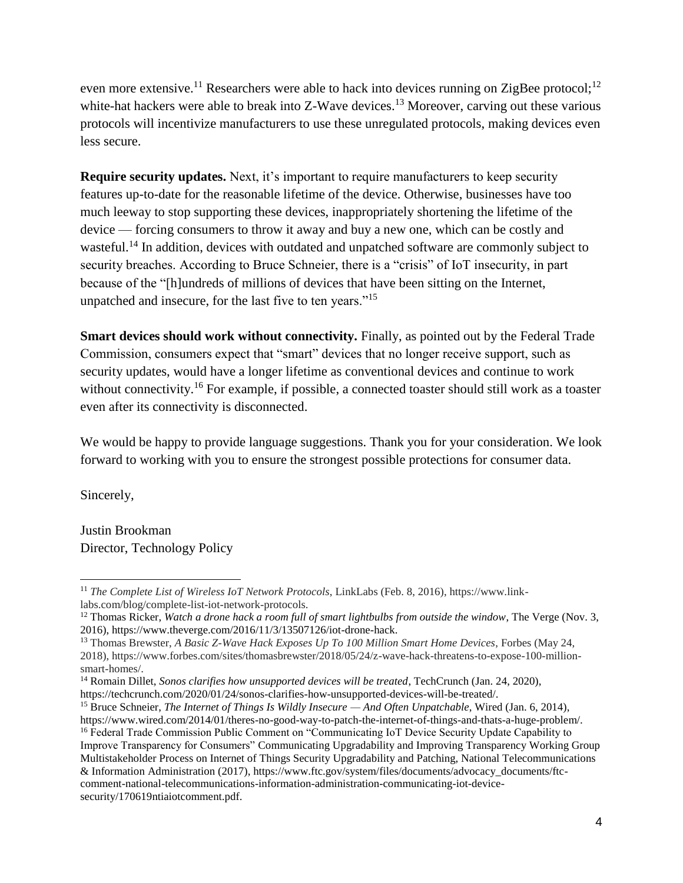even more extensive.[11] Researchers were able to hack into devices running on ZigBee protocol;[12] white-hat hackers were able to break into Z-Wave devices.[13] Moreover, carving out these various protocols will incentivize manufacturers to use these unregulated protocols, making devices even less secure.

**Require security updates.** Next, it's important to require manufacturers to keep security features up-to-date for the reasonable lifetime of the device. Otherwise, businesses have too much leeway to stop supporting these devices, inappropriately shortening the lifetime of the device — forcing consumers to throw it away and buy a new one, which can be costly and wasteful.[14] In addition, devices with outdated and unpatched software are commonly subject to security breaches. According to Bruce Schneier, there is a "crisis" of IoT insecurity, in part because of the "[h]undreds of millions of devices that have been sitting on the Internet, unpatched and insecure, for the last five to ten years."[15]

**Smart devices should work without connectivity.** Finally, as pointed out by the Federal Trade Commission, consumers expect that "smart" devices that no longer receive support, such as security updates, would have a longer lifetime as conventional devices and continue to work without connectivity.[16] For example, if possible, a connected toaster should still work as a toaster even after its connectivity is disconnected.

We would be happy to provide language suggestions. Thank you for your consideration. We look forward to working with you to ensure the strongest possible protections for consumer data.

Sincerely,

Justin Brookman
Director, Technology Policy

---

[11] *The Complete List of Wireless IoT Network Protocols*, LinkLabs (Feb. 8, 2016), https://www.link-labs.com/blog/complete-list-iot-network-protocols.

[12] Thomas Ricker, *Watch a drone hack a room full of smart lightbulbs from outside the window*, The Verge (Nov. 3, 2016), https://www.theverge.com/2016/11/3/13507126/iot-drone-hack.

[13] Thomas Brewster, *A Basic Z-Wave Hack Exposes Up To 100 Million Smart Home Devices*, Forbes (May 24, 2018), https://www.forbes.com/sites/thomasbrewster/2018/05/24/z-wave-hack-threatens-to-expose-100-million-smart-homes/.

[14] Romain Dillet, *Sonos clarifies how unsupported devices will be treated*, TechCrunch (Jan. 24, 2020), https://techcrunch.com/2020/01/24/sonos-clarifies-how-unsupported-devices-will-be-treated/.

[15] Bruce Schneier, *The Internet of Things Is Wildly Insecure — And Often Unpatchable*, Wired (Jan. 6, 2014), https://www.wired.com/2014/01/theres-no-good-way-to-patch-the-internet-of-things-and-thats-a-huge-problem/.

[16] Federal Trade Commission Public Comment on "Communicating IoT Device Security Update Capability to Improve Transparency for Consumers" Communicating Upgradability and Improving Transparency Working Group Multistakeholder Process on Internet of Things Security Upgradability and Patching, National Telecommunications & Information Administration (2017), https://www.ftc.gov/system/files/documents/advocacy_documents/ftc-comment-national-telecommunications-information-administration-communicating-iot-device-security/170619ntiaiotcomment.pdf.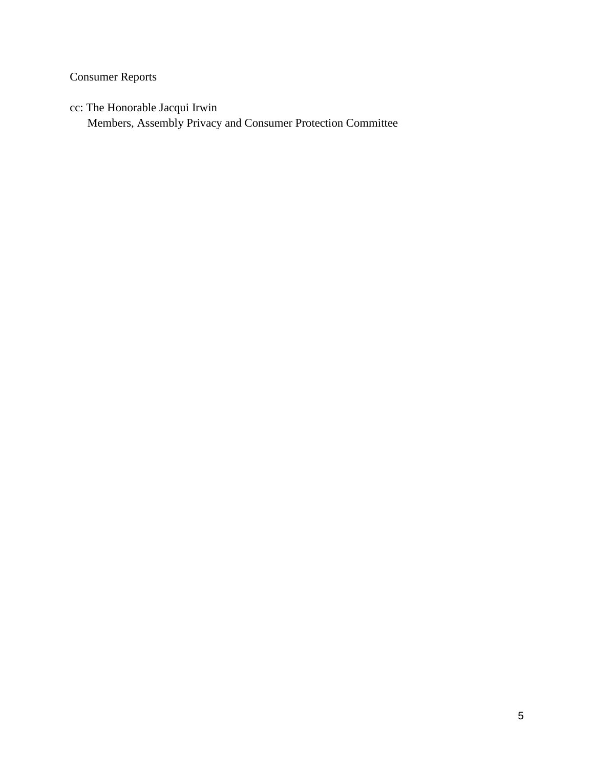Consumer Reports

cc: The Honorable Jacqui Irwin
    Members, Assembly Privacy and Consumer Protection Committee